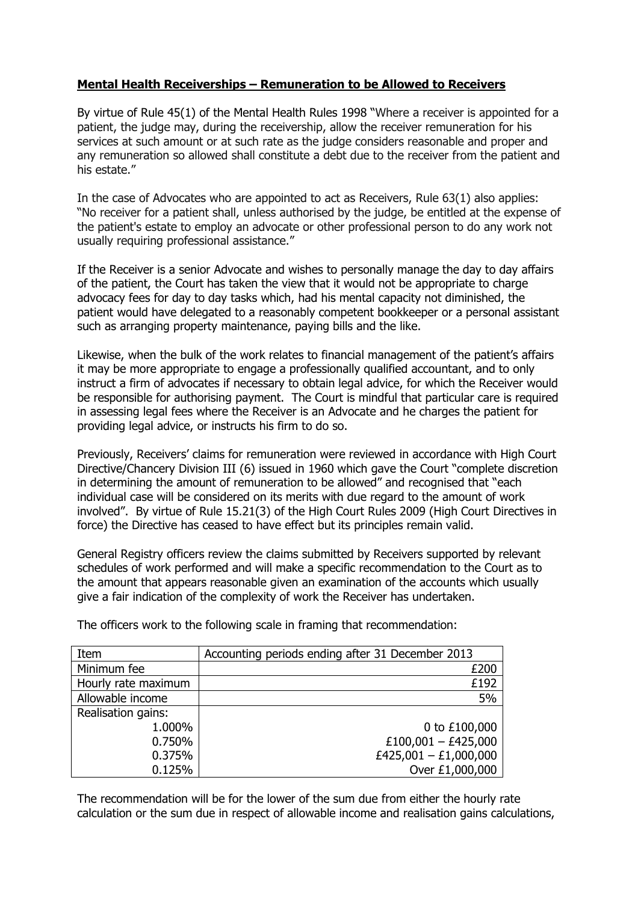**Mental Health Receiverships – Remuneration to be Allowed to Receivers**

By virtue of Rule 45(1) of the Mental Health Rules 1998 "Where a receiver is appointed for a patient, the judge may, during the receivership, allow the receiver remuneration for his services at such amount or at such rate as the judge considers reasonable and proper and any remuneration so allowed shall constitute a debt due to the receiver from the patient and his estate."

In the case of Advocates who are appointed to act as Receivers, Rule 63(1) also applies: "No receiver for a patient shall, unless authorised by the judge, be entitled at the expense of the patient's estate to employ an advocate or other professional person to do any work not usually requiring professional assistance."

If the Receiver is a senior Advocate and wishes to personally manage the day to day affairs of the patient, the Court has taken the view that it would not be appropriate to charge advocacy fees for day to day tasks which, had his mental capacity not diminished, the patient would have delegated to a reasonably competent bookkeeper or a personal assistant such as arranging property maintenance, paying bills and the like.

Likewise, when the bulk of the work relates to financial management of the patient's affairs it may be more appropriate to engage a professionally qualified accountant, and to only instruct a firm of advocates if necessary to obtain legal advice, for which the Receiver would be responsible for authorising payment. The Court is mindful that particular care is required in assessing legal fees where the Receiver is an Advocate and he charges the patient for providing legal advice, or instructs his firm to do so.

Previously, Receivers' claims for remuneration were reviewed in accordance with High Court Directive/Chancery Division III (6) issued in 1960 which gave the Court "complete discretion in determining the amount of remuneration to be allowed" and recognised that "each individual case will be considered on its merits with due regard to the amount of work involved". By virtue of Rule 15.21(3) of the High Court Rules 2009 (High Court Directives in force) the Directive has ceased to have effect but its principles remain valid.

General Registry officers review the claims submitted by Receivers supported by relevant schedules of work performed and will make a specific recommendation to the Court as to the amount that appears reasonable given an examination of the accounts which usually give a fair indication of the complexity of work the Receiver has undertaken.

The officers work to the following scale in framing that recommendation:

| Item | Accounting periods ending after 31 December 2013 |
|---|---|
| Minimum fee | £200 |
| Hourly rate maximum | £192 |
| Allowable income | 5% |
| Realisation gains: | |
| 1.000% | 0 to £100,000 |
| 0.750% | £100,001 – £425,000 |
| 0.375% | £425,001 – £1,000,000 |
| 0.125% | Over £1,000,000 |

The recommendation will be for the lower of the sum due from either the hourly rate calculation or the sum due in respect of allowable income and realisation gains calculations,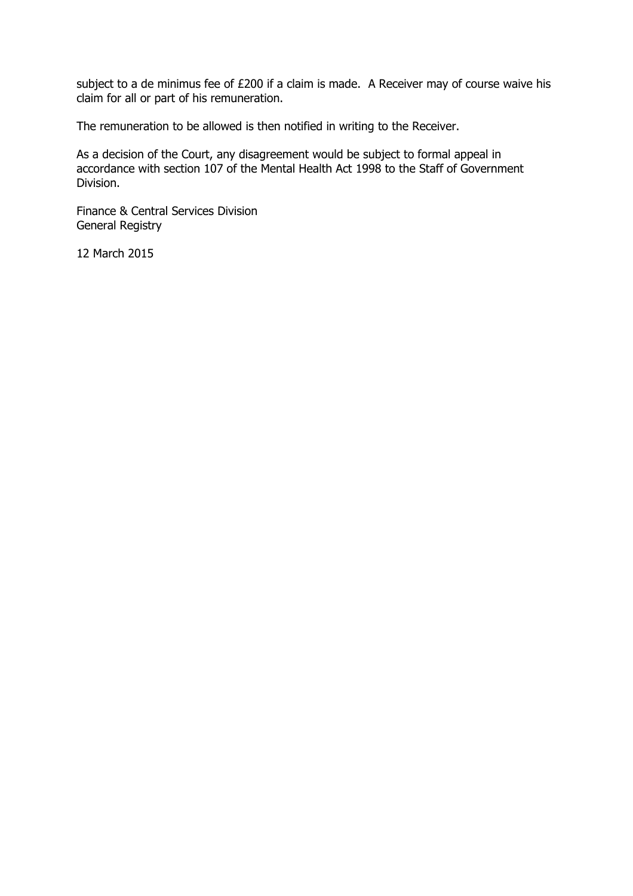subject to a de minimus fee of £200 if a claim is made.  A Receiver may of course waive his claim for all or part of his remuneration.

The remuneration to be allowed is then notified in writing to the Receiver.

As a decision of the Court, any disagreement would be subject to formal appeal in accordance with section 107 of the Mental Health Act 1998 to the Staff of Government Division.

Finance & Central Services Division
General Registry

12 March 2015